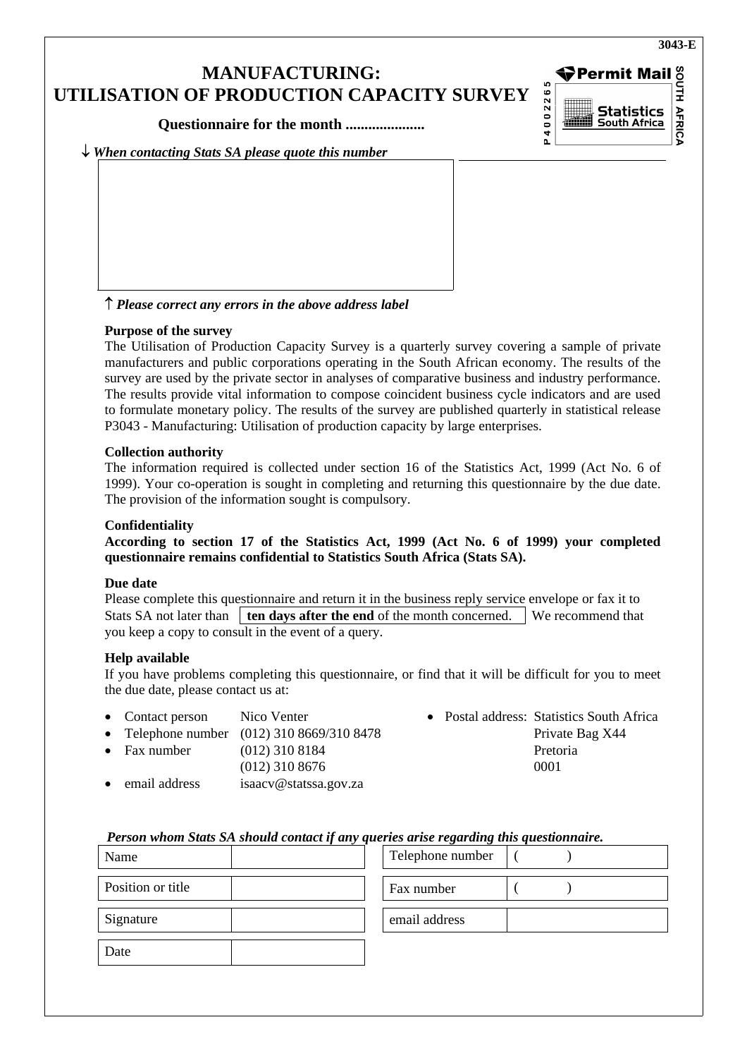3043-E

# MANUFACTURING:
# UTILISATION OF PRODUCTION CAPACITY SURVEY

**Permit Mail** P 4 0 0 2 2 6 5 — Statistics South Africa — SOUTH AFRICA

**Questionnaire for the month ....................**

↓ *When contacting Stats SA please quote this number*

↑ ***Please correct any errors in the above address label***

**Purpose of the survey**

The Utilisation of Production Capacity Survey is a quarterly survey covering a sample of private manufacturers and public corporations operating in the South African economy. The results of the survey are used by the private sector in analyses of comparative business and industry performance. The results provide vital information to compose coincident business cycle indicators and are used to formulate monetary policy. The results of the survey are published quarterly in statistical release P3043 - Manufacturing: Utilisation of production capacity by large enterprises.

**Collection authority**

The information required is collected under section 16 of the Statistics Act, 1999 (Act No. 6 of 1999). Your co-operation is sought in completing and returning this questionnaire by the due date. The provision of the information sought is compulsory.

**Confidentiality**

**According to section 17 of the Statistics Act, 1999 (Act No. 6 of 1999) your completed questionnaire remains confidential to Statistics South Africa (Stats SA).**

**Due date**

Please complete this questionnaire and return it in the business reply service envelope or fax it to Stats SA not later than **ten days after the end** of the month concerned. We recommend that you keep a copy to consult in the event of a query.

**Help available**

If you have problems completing this questionnaire, or find that it will be difficult for you to meet the due date, please contact us at:

- Contact person: Nico Venter
- Telephone number: (012) 310 8669/310 8478
- Fax number: (012) 310 8184
  (012) 310 8676
- email address: isaacv@statssa.gov.za
- Postal address: Statistics South Africa
  Private Bag X44
  Pretoria
  0001

***Person whom Stats SA should contact if any queries arise regarding this questionnaire.***

| | | | |
|---|---|---|---|
| Name | | Telephone number | ( ) |
| Position or title | | Fax number | ( ) |
| Signature | | email address | |
| Date | | | |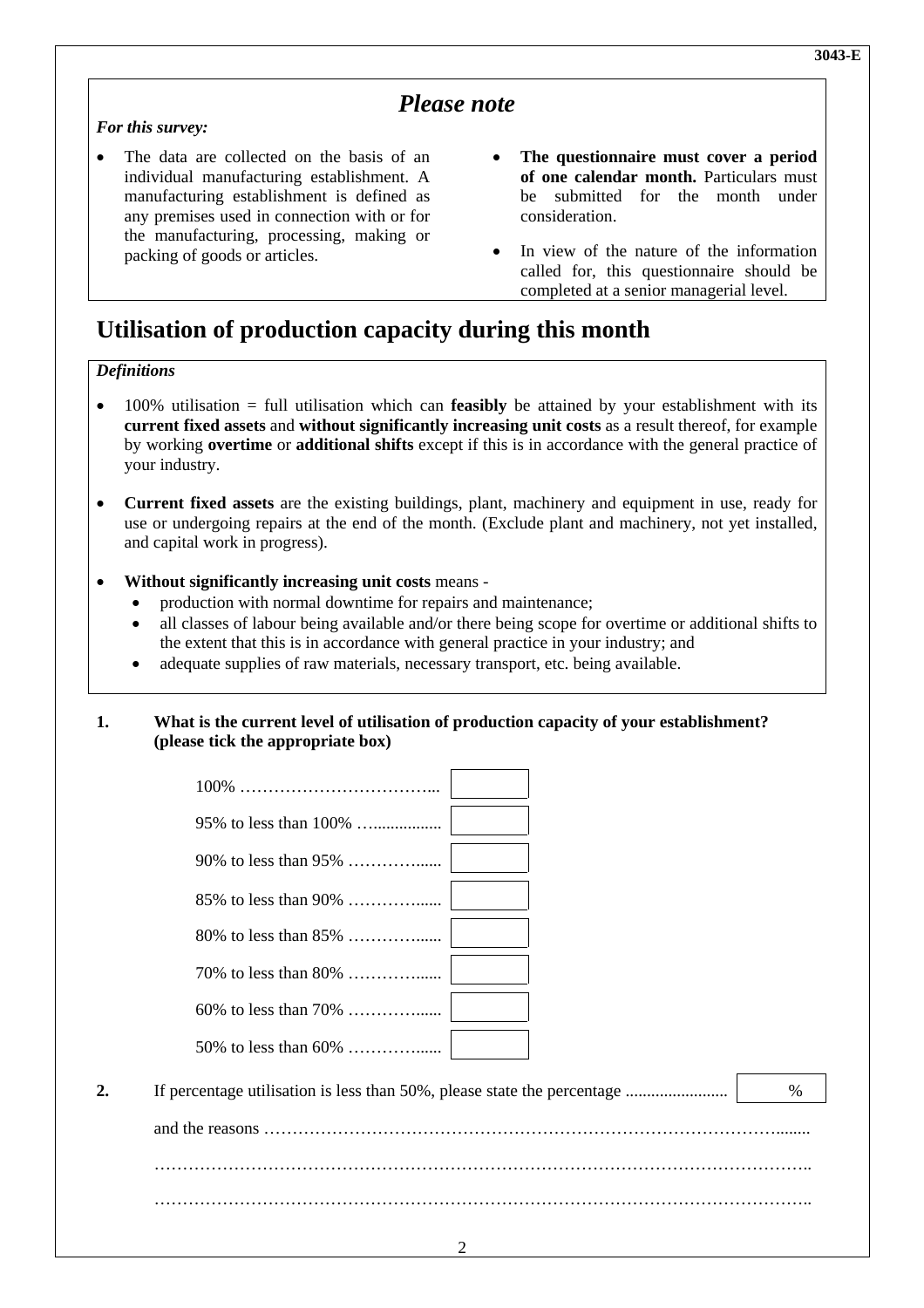## *Please note*

***For this survey:***

- The data are collected on the basis of an individual manufacturing establishment. A manufacturing establishment is defined as any premises used in connection with or for the manufacturing, processing, making or packing of goods or articles.
- **The questionnaire must cover a period of one calendar month.** Particulars must be submitted for the month under consideration.
- In view of the nature of the information called for, this questionnaire should be completed at a senior managerial level.

# Utilisation of production capacity during this month

***Definitions***

- 100% utilisation = full utilisation which can **feasibly** be attained by your establishment with its **current fixed assets** and **without significantly increasing unit costs** as a result thereof, for example by working **overtime** or **additional shifts** except if this is in accordance with the general practice of your industry.
- **Current fixed assets** are the existing buildings, plant, machinery and equipment in use, ready for use or undergoing repairs at the end of the month. (Exclude plant and machinery, not yet installed, and capital work in progress).
- **Without significantly increasing unit costs** means -
  - production with normal downtime for repairs and maintenance;
  - all classes of labour being available and/or there being scope for overtime or additional shifts to the extent that this is in accordance with general practice in your industry; and
  - adequate supplies of raw materials, necessary transport, etc. being available.

**1. What is the current level of utilisation of production capacity of your establishment? (please tick the appropriate box)**

| | |
|---|---|
| 100% …………………………….. | |
| 95% to less than 100% …................ | |
| 90% to less than 95% …………...... | |
| 85% to less than 90% …………...... | |
| 80% to less than 85% …………...... | |
| 70% to less than 80% …………...... | |
| 60% to less than 70% …………...... | |
| 50% to less than 60% …………...... | |

**2.** If percentage utilisation is less than 50%, please state the percentage ........................ | % |

and the reasons ……………………………………………………………………………………........

……………………………………………………………………………………………………………..

……………………………………………………………………………………………………………..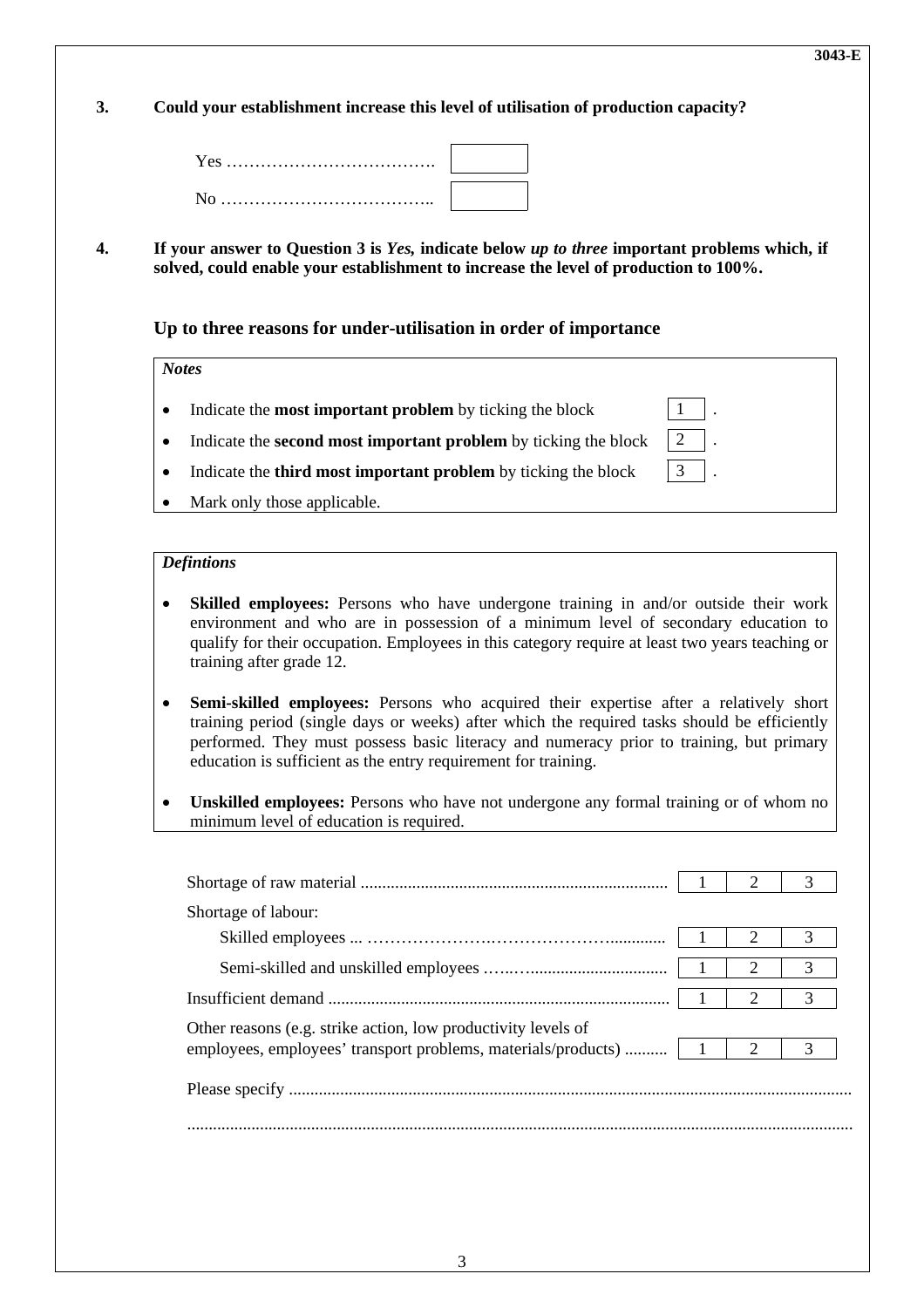**3. Could your establishment increase this level of utilisation of production capacity?**

| | |
|---|---|
| Yes ………………………………. | |
| No ……………………………….. | |

**4. If your answer to Question 3 is *Yes*, indicate below *up to three* important problems which, if solved, could enable your establishment to increase the level of production to 100%.**

## Up to three reasons for under-utilisation in order of importance

***Notes***

- Indicate the **most important problem** by ticking the block 1 .
- Indicate the **second most important problem** by ticking the block 2 .
- Indicate the **third most important problem** by ticking the block 3 .
- Mark only those applicable.

***Defintions***

- **Skilled employees:** Persons who have undergone training in and/or outside their work environment and who are in possession of a minimum level of secondary education to qualify for their occupation. Employees in this category require at least two years teaching or training after grade 12.
- **Semi-skilled employees:** Persons who acquired their expertise after a relatively short training period (single days or weeks) after which the required tasks should be efficiently performed. They must possess basic literacy and numeracy prior to training, but primary education is sufficient as the entry requirement for training.
- **Unskilled employees:** Persons who have not undergone any formal training or of whom no minimum level of education is required.

| | | | |
|---|---|---|---|
| Shortage of raw material ....................................................................... | 1 | 2 | 3 |
| Shortage of labour: | | | |
| Skilled employees ... ………………….………………….............. | 1 | 2 | 3 |
| Semi-skilled and unskilled employees …..….................................. | 1 | 2 | 3 |
| Insufficient demand .............................................................................. | 1 | 2 | 3 |
| Other reasons (e.g. strike action, low productivity levels of employees, employees' transport problems, materials/products) .......... | 1 | 2 | 3 |

Please specify ..................................................................................................................................

..........................................................................................................................................................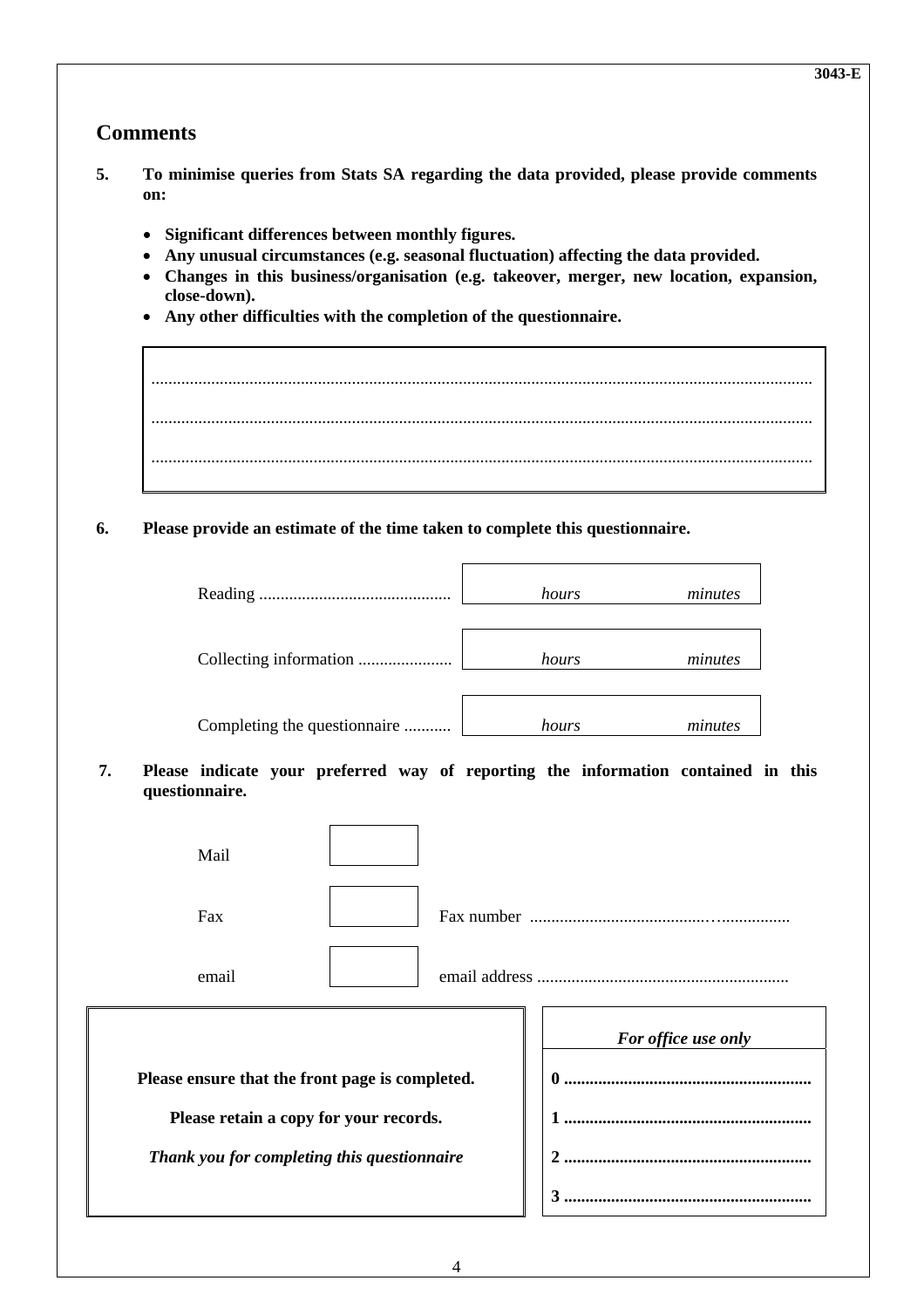## Comments

**5. To minimise queries from Stats SA regarding the data provided, please provide comments on:**

- **Significant differences between monthly figures.**
- **Any unusual circumstances (e.g. seasonal fluctuation) affecting the data provided.**
- **Changes in this business/organisation (e.g. takeover, merger, new location, expansion, close-down).**
- **Any other difficulties with the completion of the questionnaire.**

.......................................................................................................................................................

.......................................................................................................................................................

.......................................................................................................................................................

**6. Please provide an estimate of the time taken to complete this questionnaire.**

| | | |
|---|---|---|
| Reading ............................................ | *hours* | *minutes* |
| Collecting information ...................... | *hours* | *minutes* |
| Completing the questionnaire ........... | *hours* | *minutes* |

**7. Please indicate your preferred way of reporting the information contained in this questionnaire.**

| | | |
|---|---|---|
| Mail | | |
| Fax | | Fax number ............................................................ |
| email | | email address .......................................................... |

**Please ensure that the front page is completed.**

**Please retain a copy for your records.**

***Thank you for completing this questionnaire***

| *For office use only* |
|---|
| **0 .........................................................** |
| **1 .........................................................** |
| **2 .........................................................** |
| **3 .........................................................** |